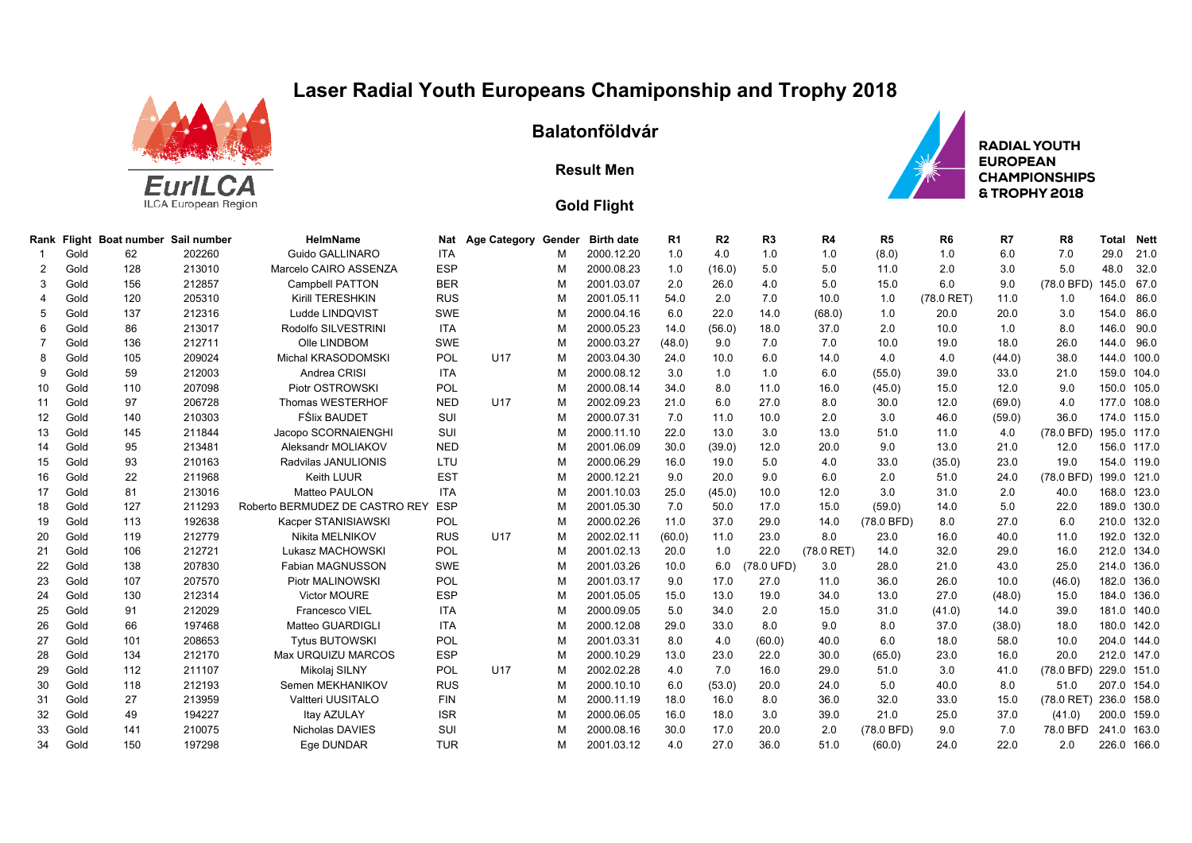# Laser Radial Youth Europeans Chamiponship and Trophy 2018

EurILCA
ILCA European Region

## Balatonföldvár

### Result Men

### Gold Flight

RADIAL YOUTH EUROPEAN CHAMPIONSHIPS & TROPHY 2018

| Rank | Flight | Boat number | Sail number | HelmName | Nat | Age Category | Gender | Birth date | R1 | R2 | R3 | R4 | R5 | R6 | R7 | R8 | Total | Nett |
|---|---|---|---|---|---|---|---|---|---|---|---|---|---|---|---|---|---|---|
| 1 | Gold | 62 | 202260 | Guido GALLINARO | ITA | | M | 2000.12.20 | 1.0 | 4.0 | 1.0 | 1.0 | (8.0) | 1.0 | 6.0 | 7.0 | 29.0 | 21.0 |
| 2 | Gold | 128 | 213010 | Marcelo CAIRO ASSENZA | ESP | | M | 2000.08.23 | 1.0 | (16.0) | 5.0 | 5.0 | 11.0 | 2.0 | 3.0 | 5.0 | 48.0 | 32.0 |
| 3 | Gold | 156 | 212857 | Campbell PATTON | BER | | M | 2001.03.07 | 2.0 | 26.0 | 4.0 | 5.0 | 15.0 | 6.0 | 9.0 | (78.0 BFD) | 145.0 | 67.0 |
| 4 | Gold | 120 | 205310 | Kirill TERESHKIN | RUS | | M | 2001.05.11 | 54.0 | 2.0 | 7.0 | 10.0 | 1.0 | (78.0 RET) | 11.0 | 1.0 | 164.0 | 86.0 |
| 5 | Gold | 137 | 212316 | Ludde LINDQVIST | SWE | | M | 2000.04.16 | 6.0 | 22.0 | 14.0 | (68.0) | 1.0 | 20.0 | 20.0 | 3.0 | 154.0 | 86.0 |
| 6 | Gold | 86 | 213017 | Rodolfo SILVESTRINI | ITA | | M | 2000.05.23 | 14.0 | (56.0) | 18.0 | 37.0 | 2.0 | 10.0 | 1.0 | 8.0 | 146.0 | 90.0 |
| 7 | Gold | 136 | 212711 | Olle LINDBOM | SWE | | M | 2000.03.27 | (48.0) | 9.0 | 7.0 | 7.0 | 10.0 | 19.0 | 18.0 | 26.0 | 144.0 | 96.0 |
| 8 | Gold | 105 | 209024 | Michal KRASODOMSKI | POL | U17 | M | 2003.04.30 | 24.0 | 10.0 | 6.0 | 14.0 | 4.0 | 4.0 | (44.0) | 38.0 | 144.0 | 100.0 |
| 9 | Gold | 59 | 212003 | Andrea CRISI | ITA | | M | 2000.08.12 | 3.0 | 1.0 | 1.0 | 6.0 | (55.0) | 39.0 | 33.0 | 21.0 | 159.0 | 104.0 |
| 10 | Gold | 110 | 207098 | Piotr OSTROWSKI | POL | | M | 2000.08.14 | 34.0 | 8.0 | 11.0 | 16.0 | (45.0) | 15.0 | 12.0 | 9.0 | 150.0 | 105.0 |
| 11 | Gold | 97 | 206728 | Thomas WESTERHOF | NED | U17 | M | 2002.09.23 | 21.0 | 6.0 | 27.0 | 8.0 | 30.0 | 12.0 | (69.0) | 4.0 | 177.0 | 108.0 |
| 12 | Gold | 140 | 210303 | FŠlix BAUDET | SUI | | M | 2000.07.31 | 7.0 | 11.0 | 10.0 | 2.0 | 3.0 | 46.0 | (59.0) | 36.0 | 174.0 | 115.0 |
| 13 | Gold | 145 | 211844 | Jacopo SCORNAIENGHI | SUI | | M | 2000.11.10 | 22.0 | 13.0 | 3.0 | 13.0 | 51.0 | 11.0 | 4.0 | (78.0 BFD) | 195.0 | 117.0 |
| 14 | Gold | 95 | 213481 | Aleksandr MOLIAKOV | NED | | M | 2001.06.09 | 30.0 | (39.0) | 12.0 | 20.0 | 9.0 | 13.0 | 21.0 | 12.0 | 156.0 | 117.0 |
| 15 | Gold | 93 | 210163 | Radvilas JANULIONIS | LTU | | M | 2000.06.29 | 16.0 | 19.0 | 5.0 | 4.0 | 33.0 | (35.0) | 23.0 | 19.0 | 154.0 | 119.0 |
| 16 | Gold | 22 | 211968 | Keith LUUR | EST | | M | 2000.12.21 | 9.0 | 20.0 | 9.0 | 6.0 | 2.0 | 51.0 | 24.0 | (78.0 BFD) | 199.0 | 121.0 |
| 17 | Gold | 81 | 213016 | Matteo PAULON | ITA | | M | 2001.10.03 | 25.0 | (45.0) | 10.0 | 12.0 | 3.0 | 31.0 | 2.0 | 40.0 | 168.0 | 123.0 |
| 18 | Gold | 127 | 211293 | Roberto BERMUDEZ DE CASTRO REY | ESP | | M | 2001.05.30 | 7.0 | 50.0 | 17.0 | 15.0 | (59.0) | 14.0 | 5.0 | 22.0 | 189.0 | 130.0 |
| 19 | Gold | 113 | 192638 | Kacper STANISIAWSKI | POL | | M | 2000.02.26 | 11.0 | 37.0 | 29.0 | 14.0 | (78.0 BFD) | 8.0 | 27.0 | 6.0 | 210.0 | 132.0 |
| 20 | Gold | 119 | 212779 | Nikita MELNIKOV | RUS | U17 | M | 2002.02.11 | (60.0) | 11.0 | 23.0 | 8.0 | 23.0 | 16.0 | 40.0 | 11.0 | 192.0 | 132.0 |
| 21 | Gold | 106 | 212721 | Lukasz MACHOWSKI | POL | | M | 2001.02.13 | 20.0 | 1.0 | 22.0 | (78.0 RET) | 14.0 | 32.0 | 29.0 | 16.0 | 212.0 | 134.0 |
| 22 | Gold | 138 | 207830 | Fabian MAGNUSSON | SWE | | M | 2001.03.26 | 10.0 | 6.0 | (78.0 UFD) | 3.0 | 28.0 | 21.0 | 43.0 | 25.0 | 214.0 | 136.0 |
| 23 | Gold | 107 | 207570 | Piotr MALINOWSKI | POL | | M | 2001.03.17 | 9.0 | 17.0 | 27.0 | 11.0 | 36.0 | 26.0 | 10.0 | (46.0) | 182.0 | 136.0 |
| 24 | Gold | 130 | 212314 | Victor MOURE | ESP | | M | 2001.05.05 | 15.0 | 13.0 | 19.0 | 34.0 | 13.0 | 27.0 | (48.0) | 15.0 | 184.0 | 136.0 |
| 25 | Gold | 91 | 212029 | Francesco VIEL | ITA | | M | 2000.09.05 | 5.0 | 34.0 | 2.0 | 15.0 | 31.0 | (41.0) | 14.0 | 39.0 | 181.0 | 140.0 |
| 26 | Gold | 66 | 197468 | Matteo GUARDIGLI | ITA | | M | 2000.12.08 | 29.0 | 33.0 | 8.0 | 9.0 | 8.0 | 37.0 | (38.0) | 18.0 | 180.0 | 142.0 |
| 27 | Gold | 101 | 208653 | Tytus BUTOWSKI | POL | | M | 2001.03.31 | 8.0 | 4.0 | (60.0) | 40.0 | 6.0 | 18.0 | 58.0 | 10.0 | 204.0 | 144.0 |
| 28 | Gold | 134 | 212170 | Max URQUIZU MARCOS | ESP | | M | 2000.10.29 | 13.0 | 23.0 | 22.0 | 30.0 | (65.0) | 23.0 | 16.0 | 20.0 | 212.0 | 147.0 |
| 29 | Gold | 112 | 211107 | Mikolaj SILNY | POL | U17 | M | 2002.02.28 | 4.0 | 7.0 | 16.0 | 29.0 | 51.0 | 3.0 | 41.0 | (78.0 BFD) | 229.0 | 151.0 |
| 30 | Gold | 118 | 212193 | Semen MEKHANIKOV | RUS | | M | 2000.10.10 | 6.0 | (53.0) | 20.0 | 24.0 | 5.0 | 40.0 | 8.0 | 51.0 | 207.0 | 154.0 |
| 31 | Gold | 27 | 213959 | Valtteri UUSITALO | FIN | | M | 2000.11.19 | 18.0 | 16.0 | 8.0 | 36.0 | 32.0 | 33.0 | 15.0 | (78.0 RET) | 236.0 | 158.0 |
| 32 | Gold | 49 | 194227 | Itay AZULAY | ISR | | M | 2000.06.05 | 16.0 | 18.0 | 3.0 | 39.0 | 21.0 | 25.0 | 37.0 | (41.0) | 200.0 | 159.0 |
| 33 | Gold | 141 | 210075 | Nicholas DAVIES | SUI | | M | 2000.08.16 | 30.0 | 17.0 | 20.0 | 2.0 | (78.0 BFD) | 9.0 | 7.0 | 78.0 BFD | 241.0 | 163.0 |
| 34 | Gold | 150 | 197298 | Ege DUNDAR | TUR | | M | 2001.03.12 | 4.0 | 27.0 | 36.0 | 51.0 | (60.0) | 24.0 | 22.0 | 2.0 | 226.0 | 166.0 |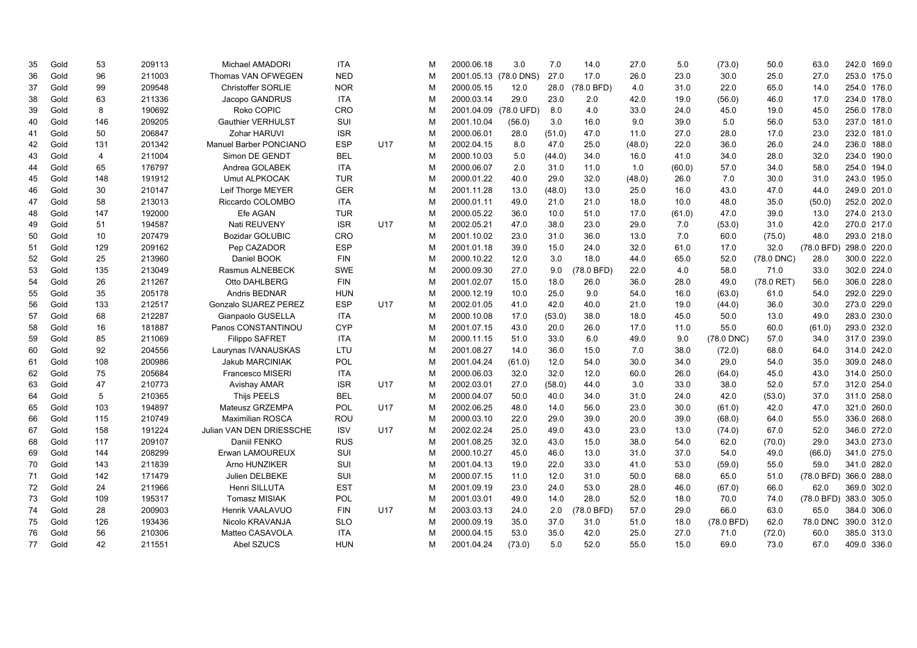| | | | | | | | | | | | | | | | | | | | | |
|---|---|---|---|---|---|---|---|---|---|---|---|---|---|---|---|---|---|---|---|---|
| 35 | Gold | 53 | 209113 | Michael AMADORI | ITA | | M | 2000.06.18 | 3.0 | 7.0 | 14.0 | 27.0 | 5.0 | (73.0) | 50.0 | 63.0 | 242.0 | 169.0 |
| 36 | Gold | 96 | 211003 | Thomas VAN OFWEGEN | NED | | M | 2001.05.13 | (78.0 DNS) | 27.0 | 17.0 | 26.0 | 23.0 | 30.0 | 25.0 | 27.0 | 253.0 | 175.0 |
| 37 | Gold | 99 | 209548 | Christoffer SORLIE | NOR | | M | 2000.05.15 | 12.0 | 28.0 | (78.0 BFD) | 4.0 | 31.0 | 22.0 | 65.0 | 14.0 | 254.0 | 176.0 |
| 38 | Gold | 63 | 211336 | Jacopo GANDRUS | ITA | | M | 2000.03.14 | 29.0 | 23.0 | 2.0 | 42.0 | 19.0 | (56.0) | 46.0 | 17.0 | 234.0 | 178.0 |
| 39 | Gold | 8 | 190692 | Roko COPIC | CRO | | M | 2001.04.09 | (78.0 UFD) | 8.0 | 4.0 | 33.0 | 24.0 | 45.0 | 19.0 | 45.0 | 256.0 | 178.0 |
| 40 | Gold | 146 | 209205 | Gauthier VERHULST | SUI | | M | 2001.10.04 | (56.0) | 3.0 | 16.0 | 9.0 | 39.0 | 5.0 | 56.0 | 53.0 | 237.0 | 181.0 |
| 41 | Gold | 50 | 206847 | Zohar HARUVI | ISR | | M | 2000.06.01 | 28.0 | (51.0) | 47.0 | 11.0 | 27.0 | 28.0 | 17.0 | 23.0 | 232.0 | 181.0 |
| 42 | Gold | 131 | 201342 | Manuel Barber PONCIANO | ESP | U17 | M | 2002.04.15 | 8.0 | 47.0 | 25.0 | (48.0) | 22.0 | 36.0 | 26.0 | 24.0 | 236.0 | 188.0 |
| 43 | Gold | 4 | 211004 | Simon DE GENDT | BEL | | M | 2000.10.03 | 5.0 | (44.0) | 34.0 | 16.0 | 41.0 | 34.0 | 28.0 | 32.0 | 234.0 | 190.0 |
| 44 | Gold | 65 | 176797 | Andrea GOLABEK | ITA | | M | 2000.06.07 | 2.0 | 31.0 | 11.0 | 1.0 | (60.0) | 57.0 | 34.0 | 58.0 | 254.0 | 194.0 |
| 45 | Gold | 148 | 191912 | Umut ALPKOCAK | TUR | | M | 2000.01.22 | 40.0 | 29.0 | 32.0 | (48.0) | 26.0 | 7.0 | 30.0 | 31.0 | 243.0 | 195.0 |
| 46 | Gold | 30 | 210147 | Leif Thorge MEYER | GER | | M | 2001.11.28 | 13.0 | (48.0) | 13.0 | 25.0 | 16.0 | 43.0 | 47.0 | 44.0 | 249.0 | 201.0 |
| 47 | Gold | 58 | 213013 | Riccardo COLOMBO | ITA | | M | 2000.01.11 | 49.0 | 21.0 | 21.0 | 18.0 | 10.0 | 48.0 | 35.0 | (50.0) | 252.0 | 202.0 |
| 48 | Gold | 147 | 192000 | Efe AGAN | TUR | | M | 2000.05.22 | 36.0 | 10.0 | 51.0 | 17.0 | (61.0) | 47.0 | 39.0 | 13.0 | 274.0 | 213.0 |
| 49 | Gold | 51 | 194587 | Nati REUVENY | ISR | U17 | M | 2002.05.21 | 47.0 | 38.0 | 23.0 | 29.0 | 7.0 | (53.0) | 31.0 | 42.0 | 270.0 | 217.0 |
| 50 | Gold | 10 | 207479 | Bozidar GOLUBIC | CRO | | M | 2001.10.02 | 23.0 | 31.0 | 36.0 | 13.0 | 7.0 | 60.0 | (75.0) | 48.0 | 293.0 | 218.0 |
| 51 | Gold | 129 | 209162 | Pep CAZADOR | ESP | | M | 2001.01.18 | 39.0 | 15.0 | 24.0 | 32.0 | 61.0 | 17.0 | 32.0 | (78.0 BFD) | 298.0 | 220.0 |
| 52 | Gold | 25 | 213960 | Daniel BOOK | FIN | | M | 2000.10.22 | 12.0 | 3.0 | 18.0 | 44.0 | 65.0 | 52.0 | (78.0 DNC) | 28.0 | 300.0 | 222.0 |
| 53 | Gold | 135 | 213049 | Rasmus ALNEBECK | SWE | | M | 2000.09.30 | 27.0 | 9.0 | (78.0 BFD) | 22.0 | 4.0 | 58.0 | 71.0 | 33.0 | 302.0 | 224.0 |
| 54 | Gold | 26 | 211267 | Otto DAHLBERG | FIN | | M | 2001.02.07 | 15.0 | 18.0 | 26.0 | 36.0 | 28.0 | 49.0 | (78.0 RET) | 56.0 | 306.0 | 228.0 |
| 55 | Gold | 35 | 205178 | Andris BEDNAR | HUN | | M | 2000.12.19 | 10.0 | 25.0 | 9.0 | 54.0 | 16.0 | (63.0) | 61.0 | 54.0 | 292.0 | 229.0 |
| 56 | Gold | 133 | 212517 | Gonzalo SUAREZ PEREZ | ESP | U17 | M | 2002.01.05 | 41.0 | 42.0 | 40.0 | 21.0 | 19.0 | (44.0) | 36.0 | 30.0 | 273.0 | 229.0 |
| 57 | Gold | 68 | 212287 | Gianpaolo GUSELLA | ITA | | M | 2000.10.08 | 17.0 | (53.0) | 38.0 | 18.0 | 45.0 | 50.0 | 13.0 | 49.0 | 283.0 | 230.0 |
| 58 | Gold | 16 | 181887 | Panos CONSTANTINOU | CYP | | M | 2001.07.15 | 43.0 | 20.0 | 26.0 | 17.0 | 11.0 | 55.0 | 60.0 | (61.0) | 293.0 | 232.0 |
| 59 | Gold | 85 | 211069 | Filippo SAFRET | ITA | | M | 2000.11.15 | 51.0 | 33.0 | 6.0 | 49.0 | 9.0 | (78.0 DNC) | 57.0 | 34.0 | 317.0 | 239.0 |
| 60 | Gold | 92 | 204556 | Laurynas IVANAUSKAS | LTU | | M | 2001.08.27 | 14.0 | 36.0 | 15.0 | 7.0 | 38.0 | (72.0) | 68.0 | 64.0 | 314.0 | 242.0 |
| 61 | Gold | 108 | 200986 | Jakub MARCINIAK | POL | | M | 2001.04.24 | (61.0) | 12.0 | 54.0 | 30.0 | 34.0 | 29.0 | 54.0 | 35.0 | 309.0 | 248.0 |
| 62 | Gold | 75 | 205684 | Francesco MISERI | ITA | | M | 2000.06.03 | 32.0 | 32.0 | 12.0 | 60.0 | 26.0 | (64.0) | 45.0 | 43.0 | 314.0 | 250.0 |
| 63 | Gold | 47 | 210773 | Avishay AMAR | ISR | U17 | M | 2002.03.01 | 27.0 | (58.0) | 44.0 | 3.0 | 33.0 | 38.0 | 52.0 | 57.0 | 312.0 | 254.0 |
| 64 | Gold | 5 | 210365 | Thijs PEELS | BEL | | M | 2000.04.07 | 50.0 | 40.0 | 34.0 | 31.0 | 24.0 | 42.0 | (53.0) | 37.0 | 311.0 | 258.0 |
| 65 | Gold | 103 | 194897 | Mateusz GRZEMPA | POL | U17 | M | 2002.06.25 | 48.0 | 14.0 | 56.0 | 23.0 | 30.0 | (61.0) | 42.0 | 47.0 | 321.0 | 260.0 |
| 66 | Gold | 115 | 210749 | Maximilian ROSCA | ROU | | M | 2000.03.10 | 22.0 | 29.0 | 39.0 | 20.0 | 39.0 | (68.0) | 64.0 | 55.0 | 336.0 | 268.0 |
| 67 | Gold | 158 | 191224 | Julian VAN DEN DRIESSCHE | ISV | U17 | M | 2002.02.24 | 25.0 | 49.0 | 43.0 | 23.0 | 13.0 | (74.0) | 67.0 | 52.0 | 346.0 | 272.0 |
| 68 | Gold | 117 | 209107 | Daniil FENKO | RUS | | M | 2001.08.25 | 32.0 | 43.0 | 15.0 | 38.0 | 54.0 | 62.0 | (70.0) | 29.0 | 343.0 | 273.0 |
| 69 | Gold | 144 | 208299 | Erwan LAMOUREUX | SUI | | M | 2000.10.27 | 45.0 | 46.0 | 13.0 | 31.0 | 37.0 | 54.0 | 49.0 | (66.0) | 341.0 | 275.0 |
| 70 | Gold | 143 | 211839 | Arno HUNZIKER | SUI | | M | 2001.04.13 | 19.0 | 22.0 | 33.0 | 41.0 | 53.0 | (59.0) | 55.0 | 59.0 | 341.0 | 282.0 |
| 71 | Gold | 142 | 171479 | Julien DELBEKE | SUI | | M | 2000.07.15 | 11.0 | 12.0 | 31.0 | 50.0 | 68.0 | 65.0 | 51.0 | (78.0 BFD) | 366.0 | 288.0 |
| 72 | Gold | 24 | 211966 | Henri SILLUTA | EST | | M | 2001.09.19 | 23.0 | 24.0 | 53.0 | 28.0 | 46.0 | (67.0) | 66.0 | 62.0 | 369.0 | 302.0 |
| 73 | Gold | 109 | 195317 | Tomasz MISIAK | POL | | M | 2001.03.01 | 49.0 | 14.0 | 28.0 | 52.0 | 18.0 | 70.0 | 74.0 | (78.0 BFD) | 383.0 | 305.0 |
| 74 | Gold | 28 | 200903 | Henrik VAALAVUO | FIN | U17 | M | 2003.03.13 | 24.0 | 2.0 | (78.0 BFD) | 57.0 | 29.0 | 66.0 | 63.0 | 65.0 | 384.0 | 306.0 |
| 75 | Gold | 126 | 193436 | Nicolo KRAVANJA | SLO | | M | 2000.09.19 | 35.0 | 37.0 | 31.0 | 51.0 | 18.0 | (78.0 BFD) | 62.0 | 78.0 DNC | 390.0 | 312.0 |
| 76 | Gold | 56 | 210306 | Matteo CASAVOLA | ITA | | M | 2000.04.15 | 53.0 | 35.0 | 42.0 | 25.0 | 27.0 | 71.0 | (72.0) | 60.0 | 385.0 | 313.0 |
| 77 | Gold | 42 | 211551 | Abel SZUCS | HUN | | M | 2001.04.24 | (73.0) | 5.0 | 52.0 | 55.0 | 15.0 | 69.0 | 73.0 | 67.0 | 409.0 | 336.0 |